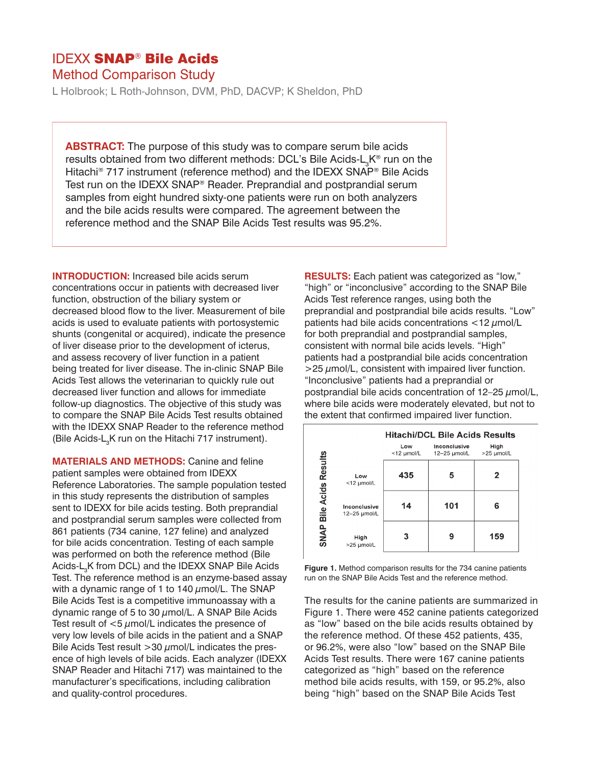# IDEXX **SNAP® Bile Acids**

## Method Comparison Study

L Holbrook; L Roth-Johnson, DVM, PhD, DACVP; K Sheldon, PhD

**ABSTRACT:** The purpose of this study was to compare serum bile acids results obtained from two different methods: DCL's Bile Acids-$L_3K$® run on the Hitachi® 717 instrument (reference method) and the IDEXX SNAP® Bile Acids Test run on the IDEXX SNAP® Reader. Preprandial and postprandial serum samples from eight hundred sixty-one patients were run on both analyzers and the bile acids results were compared. The agreement between the reference method and the SNAP Bile Acids Test results was 95.2%.

**INTRODUCTION:** Increased bile acids serum concentrations occur in patients with decreased liver function, obstruction of the biliary system or decreased blood flow to the liver. Measurement of bile acids is used to evaluate patients with portosystemic shunts (congenital or acquired), indicate the presence of liver disease prior to the development of icterus, and assess recovery of liver function in a patient being treated for liver disease. The in-clinic SNAP Bile Acids Test allows the veterinarian to quickly rule out decreased liver function and allows for immediate follow-up diagnostics. The objective of this study was to compare the SNAP Bile Acids Test results obtained with the IDEXX SNAP Reader to the reference method (Bile Acids-$L_3K$ run on the Hitachi 717 instrument).

**MATERIALS AND METHODS:** Canine and feline patient samples were obtained from IDEXX Reference Laboratories. The sample population tested in this study represents the distribution of samples sent to IDEXX for bile acids testing. Both preprandial and postprandial serum samples were collected from 861 patients (734 canine, 127 feline) and analyzed for bile acids concentration. Testing of each sample was performed on both the reference method (Bile Acids-$L_3K$ from DCL) and the IDEXX SNAP Bile Acids Test. The reference method is an enzyme-based assay with a dynamic range of 1 to 140 µmol/L. The SNAP Bile Acids Test is a competitive immunoassay with a dynamic range of 5 to 30 µmol/L. A SNAP Bile Acids Test result of <5 µmol/L indicates the presence of very low levels of bile acids in the patient and a SNAP Bile Acids Test result >30 µmol/L indicates the presence of high levels of bile acids. Each analyzer (IDEXX SNAP Reader and Hitachi 717) was maintained to the manufacturer's specifications, including calibration and quality-control procedures.

**RESULTS:** Each patient was categorized as "low," "high" or "inconclusive" according to the SNAP Bile Acids Test reference ranges, using both the preprandial and postprandial bile acids results. "Low" patients had bile acids concentrations <12 µmol/L for both preprandial and postprandial samples, consistent with normal bile acids levels. "High" patients had a postprandial bile acids concentration >25 µmol/L, consistent with impaired liver function. "Inconclusive" patients had a preprandial or postprandial bile acids concentration of 12–25 µmol/L, where bile acids were moderately elevated, but not to the extent that confirmed impaired liver function.

| SNAP Bile Acids Results | Hitachi/DCL Bile Acids Results: Low <12 µmol/L | Inconclusive 12–25 µmol/L | High >25 µmol/L |
|---|---|---|---|
| Low <12 µmol/L | 435 | 5 | 2 |
| Inconclusive 12–25 µmol/L | 14 | 101 | 6 |
| High >25 µmol/L | 3 | 9 | 159 |

**Figure 1.** Method comparison results for the 734 canine patients run on the SNAP Bile Acids Test and the reference method.

The results for the canine patients are summarized in Figure 1. There were 452 canine patients categorized as "low" based on the bile acids results obtained by the reference method. Of these 452 patients, 435, or 96.2%, were also "low" based on the SNAP Bile Acids Test results. There were 167 canine patients categorized as "high" based on the reference method bile acids results, with 159, or 95.2%, also being "high" based on the SNAP Bile Acids Test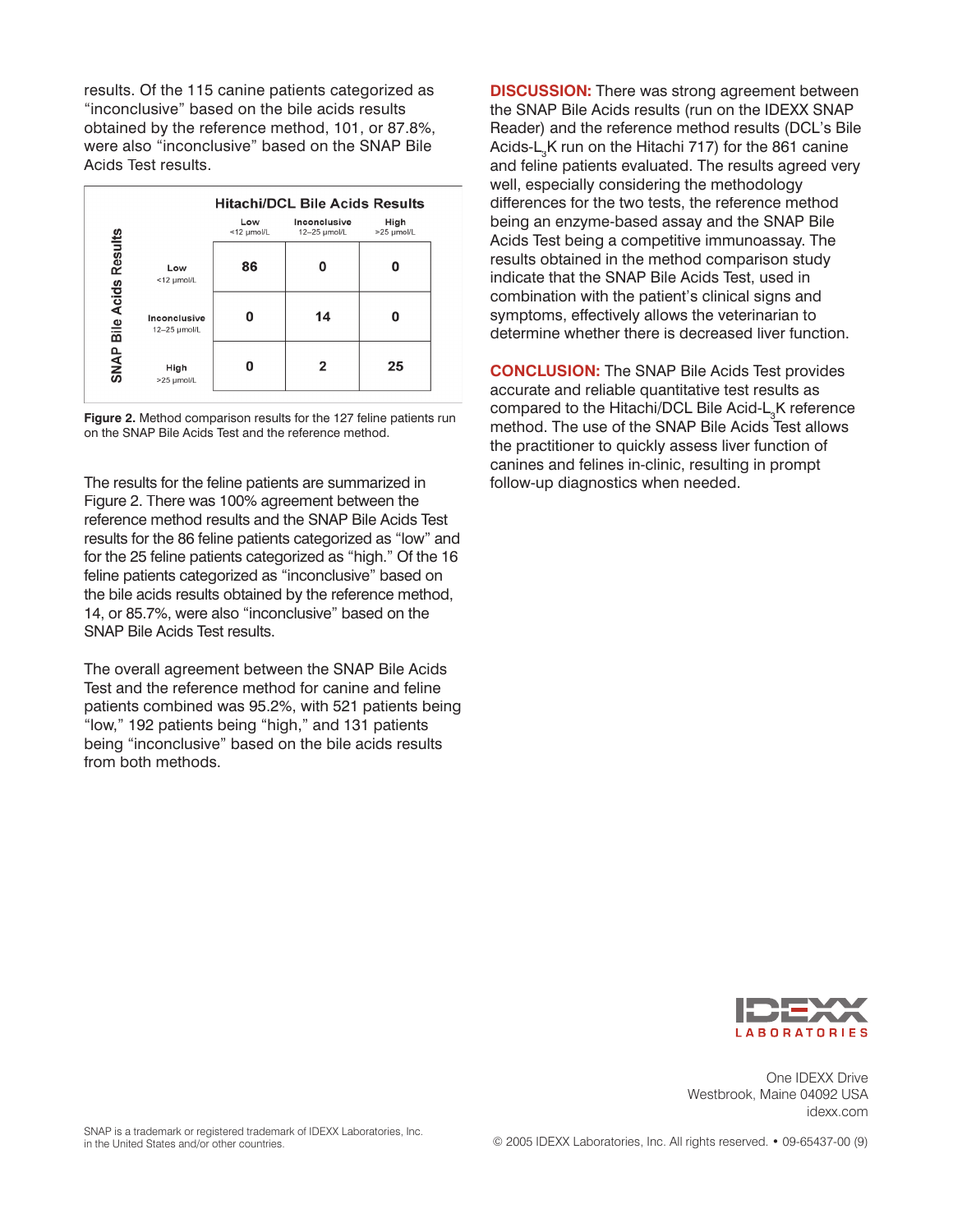results. Of the 115 canine patients categorized as "inconclusive" based on the bile acids results obtained by the reference method, 101, or 87.8%, were also "inconclusive" based on the SNAP Bile Acids Test results.

| SNAP Bile Acids Results | Hitachi/DCL Bile Acids Results: Low <12 µmol/L | Inconclusive 12–25 µmol/L | High >25 µmol/L |
|---|---|---|---|
| Low <12 µmol/L | 86 | 0 | 0 |
| Inconclusive 12–25 µmol/L | 0 | 14 | 0 |
| High >25 µmol/L | 0 | 2 | 25 |

**Figure 2.** Method comparison results for the 127 feline patients run on the SNAP Bile Acids Test and the reference method.

The results for the feline patients are summarized in Figure 2. There was 100% agreement between the reference method results and the SNAP Bile Acids Test results for the 86 feline patients categorized as "low" and for the 25 feline patients categorized as "high." Of the 16 feline patients categorized as "inconclusive" based on the bile acids results obtained by the reference method, 14, or 85.7%, were also "inconclusive" based on the SNAP Bile Acids Test results.

The overall agreement between the SNAP Bile Acids Test and the reference method for canine and feline patients combined was 95.2%, with 521 patients being "low," 192 patients being "high," and 131 patients being "inconclusive" based on the bile acids results from both methods.

**DISCUSSION:** There was strong agreement between the SNAP Bile Acids results (run on the IDEXX SNAP Reader) and the reference method results (DCL's Bile Acids-$L_3$K run on the Hitachi 717) for the 861 canine and feline patients evaluated. The results agreed very well, especially considering the methodology differences for the two tests, the reference method being an enzyme-based assay and the SNAP Bile Acids Test being a competitive immunoassay. The results obtained in the method comparison study indicate that the SNAP Bile Acids Test, used in combination with the patient's clinical signs and symptoms, effectively allows the veterinarian to determine whether there is decreased liver function.

**CONCLUSION:** The SNAP Bile Acids Test provides accurate and reliable quantitative test results as compared to the Hitachi/DCL Bile Acid-$L_3$K reference method. The use of the SNAP Bile Acids Test allows the practitioner to quickly assess liver function of canines and felines in-clinic, resulting in prompt follow-up diagnostics when needed.

IDEXX LABORATORIES

One IDEXX Drive
Westbrook, Maine 04092 USA
idexx.com

SNAP is a trademark or registered trademark of IDEXX Laboratories, Inc. in the United States and/or other countries.

© 2005 IDEXX Laboratories, Inc. All rights reserved. • 09-65437-00 (9)